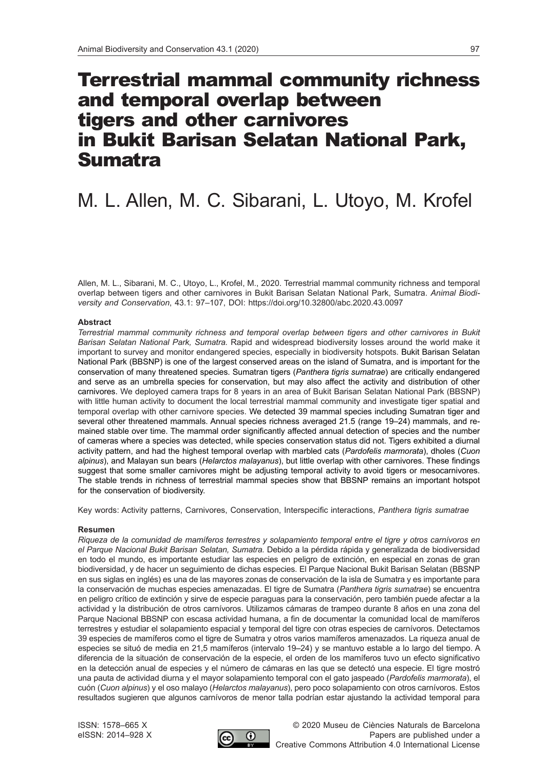# Terrestrial mammal community richness and temporal overlap between tigers and other carnivores in Bukit Barisan Selatan National Park, Sumatra

M. L. Allen, M. C. Sibarani, L. Utoyo, M. Krofel

Allen, M. L., Sibarani, M. C., Utoyo, L., Krofel, M., 2020. Terrestrial mammal community richness and temporal overlap between tigers and other carnivores in Bukit Barisan Selatan National Park, Sumatra. *Animal Biodiversity and Conservation*, 43.1: 97–107, DOI: https://doi.org/10.32800/abc.2020.43.0097

### Abstract

*Terrestrial mammal community richness and temporal overlap between tigers and other carnivores in Bukit Barisan Selatan National Park, Sumatra.* Rapid and widespread biodiversity losses around the world make it important to survey and monitor endangered species, especially in biodiversity hotspots. Bukit Barisan Selatan National Park (BBSNP) is one of the largest conserved areas on the island of Sumatra, and is important for the conservation of many threatened species. Sumatran tigers (*Panthera tigris sumatrae*) are critically endangered and serve as an umbrella species for conservation, but may also affect the activity and distribution of other carnivores. We deployed camera traps for 8 years in an area of Bukit Barisan Selatan National Park (BBSNP) with little human activity to document the local terrestrial mammal community and investigate tiger spatial and temporal overlap with other carnivore species. We detected 39 mammal species including Sumatran tiger and several other threatened mammals. Annual species richness averaged 21.5 (range 19–24) mammals, and remained stable over time. The mammal order significantly affected annual detection of species and the number of cameras where a species was detected, while species conservation status did not. Tigers exhibited a diurnal activity pattern, and had the highest temporal overlap with marbled cats (*Pardofelis marmorata*), dholes (*Cuon alpinus*), and Malayan sun bears (*Helarctos malayanus*), but little overlap with other carnivores. These findings suggest that some smaller carnivores might be adjusting temporal activity to avoid tigers or mesocarnivores. The stable trends in richness of terrestrial mammal species show that BBSNP remains an important hotspot for the conservation of biodiversity.

Key words: Activity patterns, Carnivores, Conservation, Interspecific interactions, *Panthera tigris sumatrae*

### Resumen

*Riqueza de la comunidad de mamíferos terrestres y solapamiento temporal entre el tigre y otros carnívoros en el Parque Nacional Bukit Barisan Selatan, Sumatra.* Debido a la pérdida rápida y generalizada de biodiversidad en todo el mundo, es importante estudiar las especies en peligro de extinción, en especial en zonas de gran biodiversidad, y de hacer un seguimiento de dichas especies. El Parque Nacional Bukit Barisan Selatan (BBSNP en sus siglas en inglés) es una de las mayores zonas de conservación de la isla de Sumatra y es importante para la conservación de muchas especies amenazadas. El tigre de Sumatra (*Panthera tigris sumatrae*) se encuentra en peligro crítico de extinción y sirve de especie paraguas para la conservación, pero también puede afectar a la actividad y la distribución de otros carnívoros. Utilizamos cámaras de trampeo durante 8 años en una zona del Parque Nacional BBSNP con escasa actividad humana, a fin de documentar la comunidad local de mamíferos terrestres y estudiar el solapamiento espacial y temporal del tigre con otras especies de carnívoros. Detectamos 39 especies de mamíferos como el tigre de Sumatra y otros varios mamíferos amenazados. La riqueza anual de especies se situó de media en 21,5 mamíferos (intervalo 19–24) y se mantuvo estable a lo largo del tiempo. A diferencia de la situación de conservación de la especie, el orden de los mamíferos tuvo un efecto significativo en la detección anual de especies y el número de cámaras en las que se detectó una especie. El tigre mostró una pauta de actividad diurna y el mayor solapamiento temporal con el gato jaspeado (*Pardofelis marmorata*), el cuón (*Cuon alpinus*) y el oso malayo (*Helarctos malayanus*), pero poco solapamiento con otros carnívoros. Estos resultados sugieren que algunos carnívoros de menor talla podrían estar ajustando la actividad temporal para

ISSN: 1578–665 X
eISSN: 2014–928 X

© 2020 Museu de Ciències Naturals de Barcelona
Papers are published under a Creative Commons Attribution 4.0 International License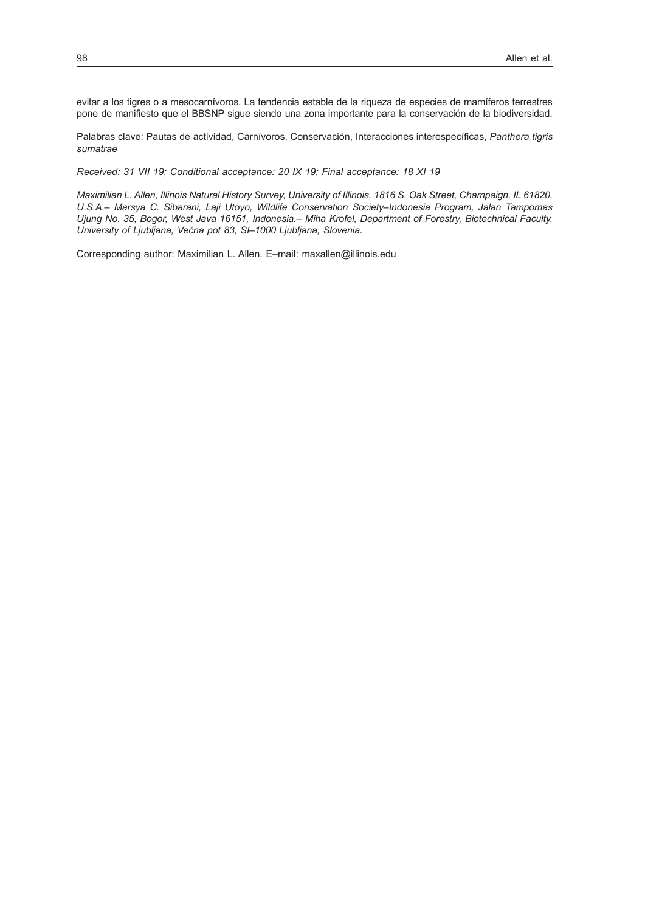evitar a los tigres o a mesocarnívoros. La tendencia estable de la riqueza de especies de mamíferos terrestres pone de manifiesto que el BBSNP sigue siendo una zona importante para la conservación de la biodiversidad.

Palabras clave: Pautas de actividad, Carnívoros, Conservación, Interacciones interespecíficas, *Panthera tigris sumatrae*

*Received: 31 VII 19; Conditional acceptance: 20 IX 19; Final acceptance: 18 XI 19*

*Maximilian L. Allen, Illinois Natural History Survey, University of Illinois, 1816 S. Oak Street, Champaign, IL 61820, U.S.A.– Marsya C. Sibarani, Laji Utoyo, Wildlife Conservation Society–Indonesia Program, Jalan Tampomas Ujung No. 35, Bogor, West Java 16151, Indonesia.– Miha Krofel, Department of Forestry, Biotechnical Faculty, University of Ljubljana, Večna pot 83, SI–1000 Ljubljana, Slovenia.*

Corresponding author: Maximilian L. Allen. E–mail: maxallen@illinois.edu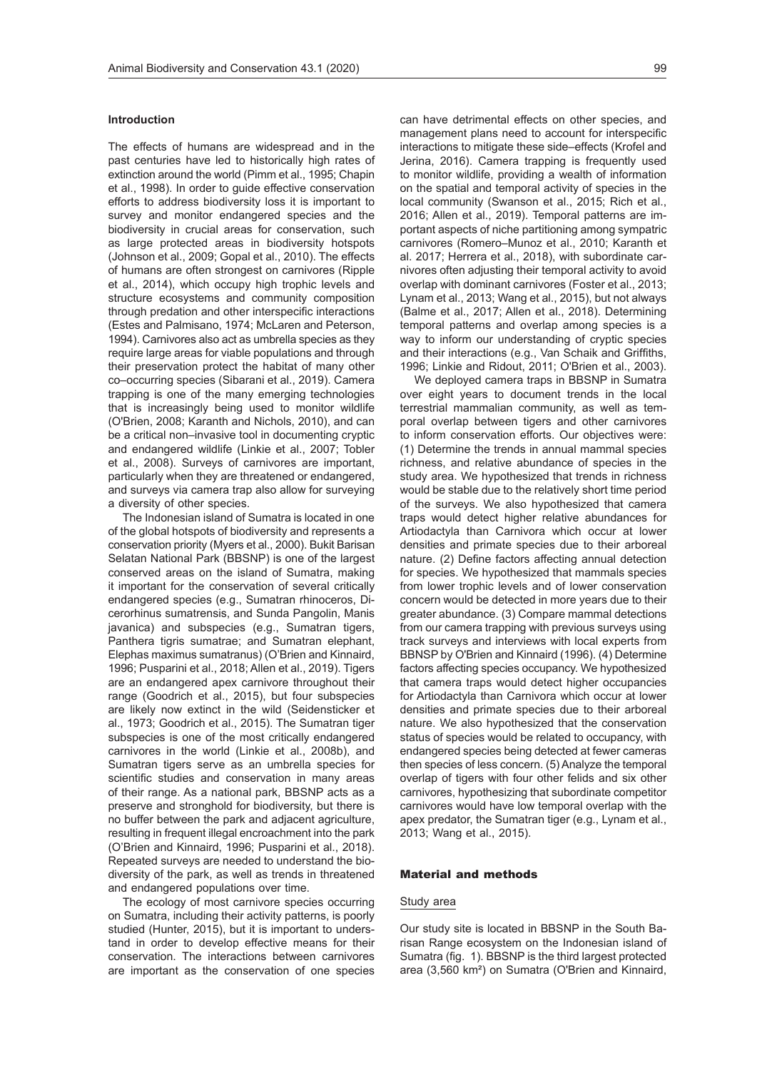## Introduction

The effects of humans are widespread and in the past centuries have led to historically high rates of extinction around the world (Pimm et al., 1995; Chapin et al., 1998). In order to guide effective conservation efforts to address biodiversity loss it is important to survey and monitor endangered species and the biodiversity in crucial areas for conservation, such as large protected areas in biodiversity hotspots (Johnson et al., 2009; Gopal et al., 2010). The effects of humans are often strongest on carnivores (Ripple et al., 2014), which occupy high trophic levels and structure ecosystems and community composition through predation and other interspecific interactions (Estes and Palmisano, 1974; McLaren and Peterson, 1994). Carnivores also act as umbrella species as they require large areas for viable populations and through their preservation protect the habitat of many other co–occurring species (Sibarani et al., 2019). Camera trapping is one of the many emerging technologies that is increasingly being used to monitor wildlife (O'Brien, 2008; Karanth and Nichols, 2010), and can be a critical non–invasive tool in documenting cryptic and endangered wildlife (Linkie et al., 2007; Tobler et al., 2008). Surveys of carnivores are important, particularly when they are threatened or endangered, and surveys via camera trap also allow for surveying a diversity of other species.

The Indonesian island of Sumatra is located in one of the global hotspots of biodiversity and represents a conservation priority (Myers et al., 2000). Bukit Barisan Selatan National Park (BBSNP) is one of the largest conserved areas on the island of Sumatra, making it important for the conservation of several critically endangered species (e.g., Sumatran rhinoceros, Dicerorhinus sumatrensis, and Sunda Pangolin, Manis javanica) and subspecies (e.g., Sumatran tigers, Panthera tigris sumatrae; and Sumatran elephant, Elephas maximus sumatranus) (O'Brien and Kinnaird, 1996; Pusparini et al., 2018; Allen et al., 2019). Tigers are an endangered apex carnivore throughout their range (Goodrich et al., 2015), but four subspecies are likely now extinct in the wild (Seidensticker et al., 1973; Goodrich et al., 2015). The Sumatran tiger subspecies is one of the most critically endangered carnivores in the world (Linkie et al., 2008b), and Sumatran tigers serve as an umbrella species for scientific studies and conservation in many areas of their range. As a national park, BBSNP acts as a preserve and stronghold for biodiversity, but there is no buffer between the park and adjacent agriculture, resulting in frequent illegal encroachment into the park (O'Brien and Kinnaird, 1996; Pusparini et al., 2018). Repeated surveys are needed to understand the biodiversity of the park, as well as trends in threatened and endangered populations over time.

The ecology of most carnivore species occurring on Sumatra, including their activity patterns, is poorly studied (Hunter, 2015), but it is important to understand in order to develop effective means for their conservation. The interactions between carnivores are important as the conservation of one species can have detrimental effects on other species, and management plans need to account for interspecific interactions to mitigate these side–effects (Krofel and Jerina, 2016). Camera trapping is frequently used to monitor wildlife, providing a wealth of information on the spatial and temporal activity of species in the local community (Swanson et al., 2015; Rich et al., 2016; Allen et al., 2019). Temporal patterns are important aspects of niche partitioning among sympatric carnivores (Romero–Munoz et al., 2010; Karanth et al. 2017; Herrera et al., 2018), with subordinate carnivores often adjusting their temporal activity to avoid overlap with dominant carnivores (Foster et al., 2013; Lynam et al., 2013; Wang et al., 2015), but not always (Balme et al., 2017; Allen et al., 2018). Determining temporal patterns and overlap among species is a way to inform our understanding of cryptic species and their interactions (e.g., Van Schaik and Griffiths, 1996; Linkie and Ridout, 2011; O'Brien et al., 2003).

We deployed camera traps in BBSNP in Sumatra over eight years to document trends in the local terrestrial mammalian community, as well as temporal overlap between tigers and other carnivores to inform conservation efforts. Our objectives were: (1) Determine the trends in annual mammal species richness, and relative abundance of species in the study area. We hypothesized that trends in richness would be stable due to the relatively short time period of the surveys. We also hypothesized that camera traps would detect higher relative abundances for Artiodactyla than Carnivora which occur at lower densities and primate species due to their arboreal nature. (2) Define factors affecting annual detection for species. We hypothesized that mammals species from lower trophic levels and of lower conservation concern would be detected in more years due to their greater abundance. (3) Compare mammal detections from our camera trapping with previous surveys using track surveys and interviews with local experts from BBNSP by O'Brien and Kinnaird (1996). (4) Determine factors affecting species occupancy. We hypothesized that camera traps would detect higher occupancies for Artiodactyla than Carnivora which occur at lower densities and primate species due to their arboreal nature. We also hypothesized that the conservation status of species would be related to occupancy, with endangered species being detected at fewer cameras then species of less concern. (5) Analyze the temporal overlap of tigers with four other felids and six other carnivores, hypothesizing that subordinate competitor carnivores would have low temporal overlap with the apex predator, the Sumatran tiger (e.g., Lynam et al., 2013; Wang et al., 2015).

## Material and methods

### Study area

Our study site is located in BBSNP in the South Barisan Range ecosystem on the Indonesian island of Sumatra (fig. 1). BBSNP is the third largest protected area (3,560 km²) on Sumatra (O'Brien and Kinnaird,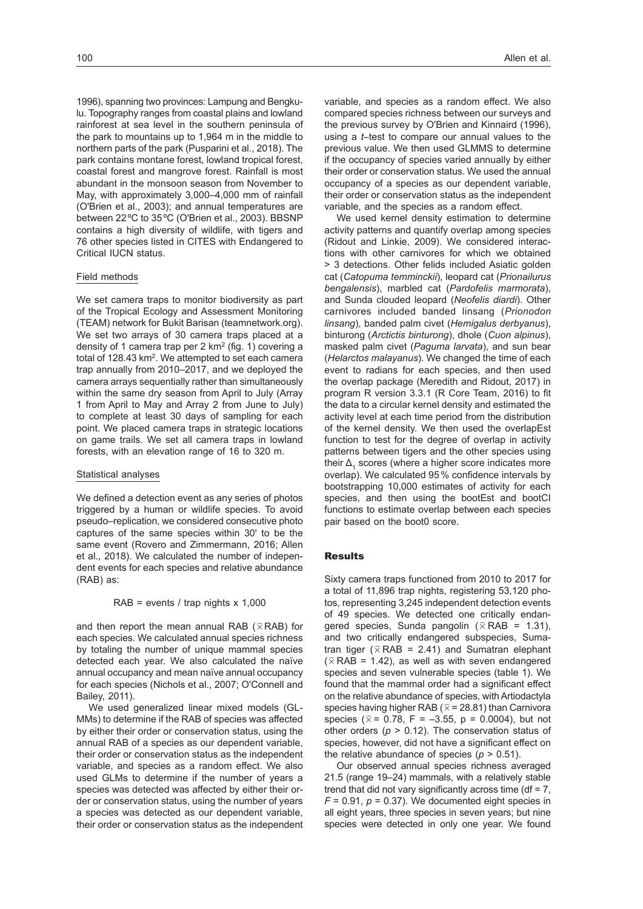1996), spanning two provinces: Lampung and Bengkulu. Topography ranges from coastal plains and lowland rainforest at sea level in the southern peninsula of the park to mountains up to 1,964 m in the middle to northern parts of the park (Pusparini et al., 2018). The park contains montane forest, lowland tropical forest, coastal forest and mangrove forest. Rainfall is most abundant in the monsoon season from November to May, with approximately 3,000–4,000 mm of rainfall (O'Brien et al., 2003); and annual temperatures are between 22 ºC to 35 ºC (O'Brien et al., 2003). BBSNP contains a high diversity of wildlife, with tigers and 76 other species listed in CITES with Endangered to Critical IUCN status.

### Field methods

We set camera traps to monitor biodiversity as part of the Tropical Ecology and Assessment Monitoring (TEAM) network for Bukit Barisan (teamnetwork.org). We set two arrays of 30 camera traps placed at a density of 1 camera trap per 2 km$^2$ (fig. 1) covering a total of 128.43 km$^2$. We attempted to set each camera trap annually from 2010–2017, and we deployed the camera arrays sequentially rather than simultaneously within the same dry season from April to July (Array 1 from April to May and Array 2 from June to July) to complete at least 30 days of sampling for each point. We placed camera traps in strategic locations on game trails. We set all camera traps in lowland forests, with an elevation range of 16 to 320 m.

### Statistical analyses

We defined a detection event as any series of photos triggered by a human or wildlife species. To avoid pseudo–replication, we considered consecutive photo captures of the same species within 30' to be the same event (Rovero and Zimmermann, 2016; Allen et al., 2018). We calculated the number of independent events for each species and relative abundance (RAB) as:

$$RAB = \text{events} / \text{trap nights} \times 1{,}000$$

and then report the mean annual RAB ($\bar{x}$RAB) for each species. We calculated annual species richness by totaling the number of unique mammal species detected each year. We also calculated the naïve annual occupancy and mean naïve annual occupancy for each species (Nichols et al., 2007; O'Connell and Bailey, 2011).

We used generalized linear mixed models (GLMMs) to determine if the RAB of species was affected by either their order or conservation status, using the annual RAB of a species as our dependent variable, their order or conservation status as the independent variable, and species as a random effect. We also used GLMs to determine if the number of years a species was detected was affected by either their order or conservation status, using the number of years a species was detected as our dependent variable, their order or conservation status as the independent variable, and species as a random effect. We also compared species richness between our surveys and the previous survey by O'Brien and Kinnaird (1996), using a *t*–test to compare our annual values to the previous value. We then used GLMMS to determine if the occupancy of species varied annually by either their order or conservation status. We used the annual occupancy of a species as our dependent variable, their order or conservation status as the independent variable, and the species as a random effect.

We used kernel density estimation to determine activity patterns and quantify overlap among species (Ridout and Linkie, 2009). We considered interactions with other carnivores for which we obtained > 3 detections. Other felids included Asiatic golden cat (*Catopuma temminckii*), leopard cat (*Prionailurus bengalensis*), marbled cat (*Pardofelis marmorata*), and Sunda clouded leopard (*Neofelis diardi*). Other carnivores included banded linsang (*Prionodon linsang*), banded palm civet (*Hemigalus derbyanus*), binturong (*Arctictis binturong*), dhole (*Cuon alpinus*), masked palm civet (*Paguma larvata*), and sun bear (*Helarctos malayanus*). We changed the time of each event to radians for each species, and then used the overlap package (Meredith and Ridout, 2017) in program R version 3.3.1 (R Core Team, 2016) to fit the data to a circular kernel density and estimated the activity level at each time period from the distribution of the kernel density. We then used the overlapEst function to test for the degree of overlap in activity patterns between tigers and the other species using their $\Delta_1$ scores (where a higher score indicates more overlap). We calculated 95 % confidence intervals by bootstrapping 10,000 estimates of activity for each species, and then using the bootEst and bootCI functions to estimate overlap between each species pair based on the boot0 score.

## Results

Sixty camera traps functioned from 2010 to 2017 for a total of 11,896 trap nights, registering 53,120 photos, representing 3,245 independent detection events of 49 species. We detected one critically endangered species, Sunda pangolin ($\bar{x}$RAB = 1.31), and two critically endangered subspecies, Sumatran tiger ($\bar{x}$RAB = 2.41) and Sumatran elephant ($\bar{x}$RAB = 1.42), as well as with seven endangered species and seven vulnerable species (table 1). We found that the mammal order had a significant effect on the relative abundance of species, with Artiodactyla species having higher RAB ($\bar{x}$ = 28.81) than Carnivora species ($\bar{x}$ = 0.78, F = –3.55, p = 0.0004), but not other orders ($p$ > 0.12). The conservation status of species, however, did not have a significant effect on the relative abundance of species ($p$ > 0.51).

Our observed annual species richness averaged 21.5 (range 19–24) mammals, with a relatively stable trend that did not vary significantly across time (df = 7, $F$ = 0.91, $p$ = 0.37). We documented eight species in all eight years, three species in seven years; but nine species were detected in only one year. We found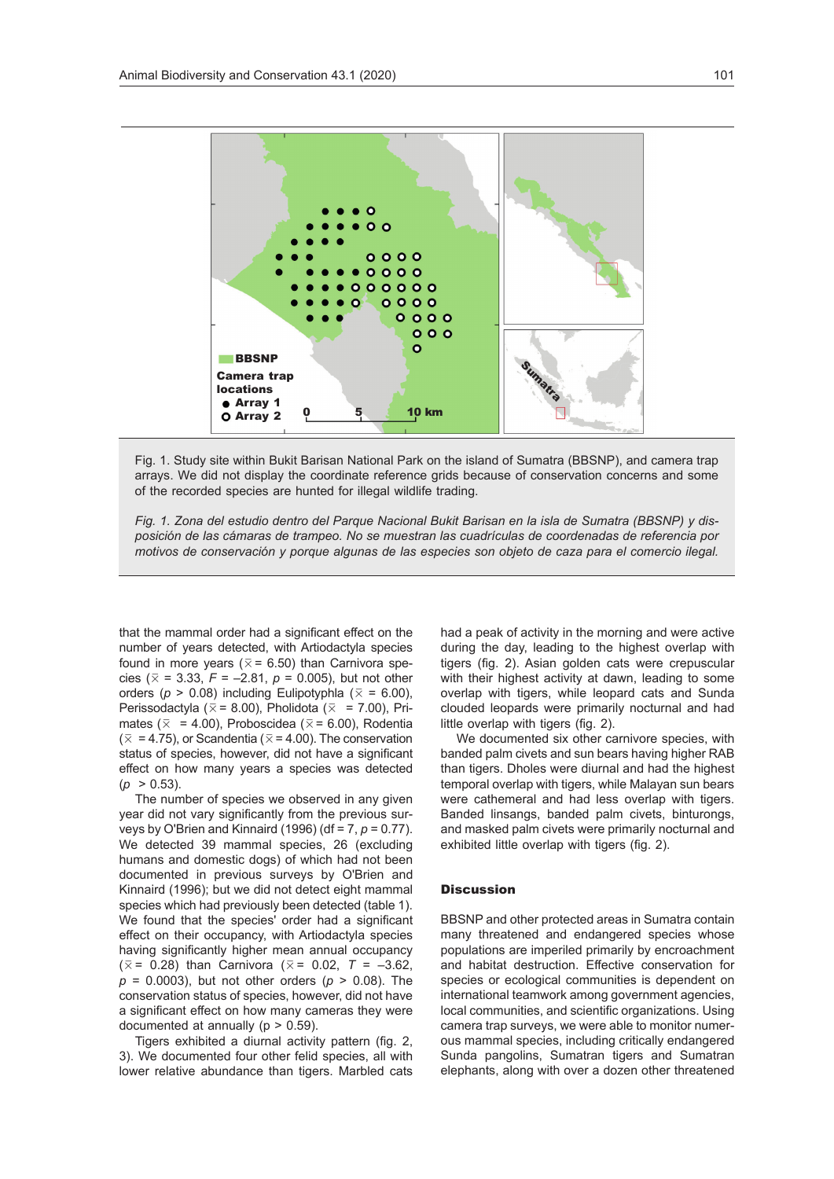Fig. 1. Study site within Bukit Barisan National Park on the island of Sumatra (BBSNP), and camera trap arrays. We did not display the coordinate reference grids because of conservation concerns and some of the recorded species are hunted for illegal wildlife trading.

*Fig. 1. Zona del estudio dentro del Parque Nacional Bukit Barisan en la isla de Sumatra (BBSNP) y disposición de las cámaras de trampeo. No se muestran las cuadrículas de coordenadas de referencia por motivos de conservación y porque algunas de las especies son objeto de caza para el comercio ilegal.*

that the mammal order had a significant effect on the number of years detected, with Artiodactyla species found in more years ($\bar{x}$ = 6.50) than Carnivora species ($\bar{x}$ = 3.33, $F$ = –2.81, $p$ = 0.005), but not other orders ($p$ > 0.08) including Eulipotyphla ($\bar{x}$ = 6.00), Perissodactyla ($\bar{x}$ = 8.00), Pholidota ($\bar{x}$ = 7.00), Primates ($\bar{x}$ = 4.00), Proboscidea ($\bar{x}$ = 6.00), Rodentia ($\bar{x}$ = 4.75), or Scandentia ($\bar{x}$ = 4.00). The conservation status of species, however, did not have a significant effect on how many years a species was detected ($p$ > 0.53).

The number of species we observed in any given year did not vary significantly from the previous surveys by O'Brien and Kinnaird (1996) (df = 7, $p$ = 0.77). We detected 39 mammal species, 26 (excluding humans and domestic dogs) of which had not been documented in previous surveys by O'Brien and Kinnaird (1996); but we did not detect eight mammal species which had previously been detected (table 1). We found that the species' order had a significant effect on their occupancy, with Artiodactyla species having significantly higher mean annual occupancy ($\bar{x}$ = 0.28) than Carnivora ($\bar{x}$ = 0.02, $T$ = –3.62, $p$ = 0.0003), but not other orders ($p$ > 0.08). The conservation status of species, however, did not have a significant effect on how many cameras they were documented at annually ($p$ > 0.59).

Tigers exhibited a diurnal activity pattern (fig. 2, 3). We documented four other felid species, all with lower relative abundance than tigers. Marbled cats had a peak of activity in the morning and were active during the day, leading to the highest overlap with tigers (fig. 2). Asian golden cats were crepuscular with their highest activity at dawn, leading to some overlap with tigers, while leopard cats and Sunda clouded leopards were primarily nocturnal and had little overlap with tigers (fig. 2).

We documented six other carnivore species, with banded palm civets and sun bears having higher RAB than tigers. Dholes were diurnal and had the highest temporal overlap with tigers, while Malayan sun bears were cathemeral and had less overlap with tigers. Banded linsangs, banded palm civets, binturongs, and masked palm civets were primarily nocturnal and exhibited little overlap with tigers (fig. 2).

## Discussion

BBSNP and other protected areas in Sumatra contain many threatened and endangered species whose populations are imperiled primarily by encroachment and habitat destruction. Effective conservation for species or ecological communities is dependent on international teamwork among government agencies, local communities, and scientific organizations. Using camera trap surveys, we were able to monitor numerous mammal species, including critically endangered Sunda pangolins, Sumatran tigers and Sumatran elephants, along with over a dozen other threatened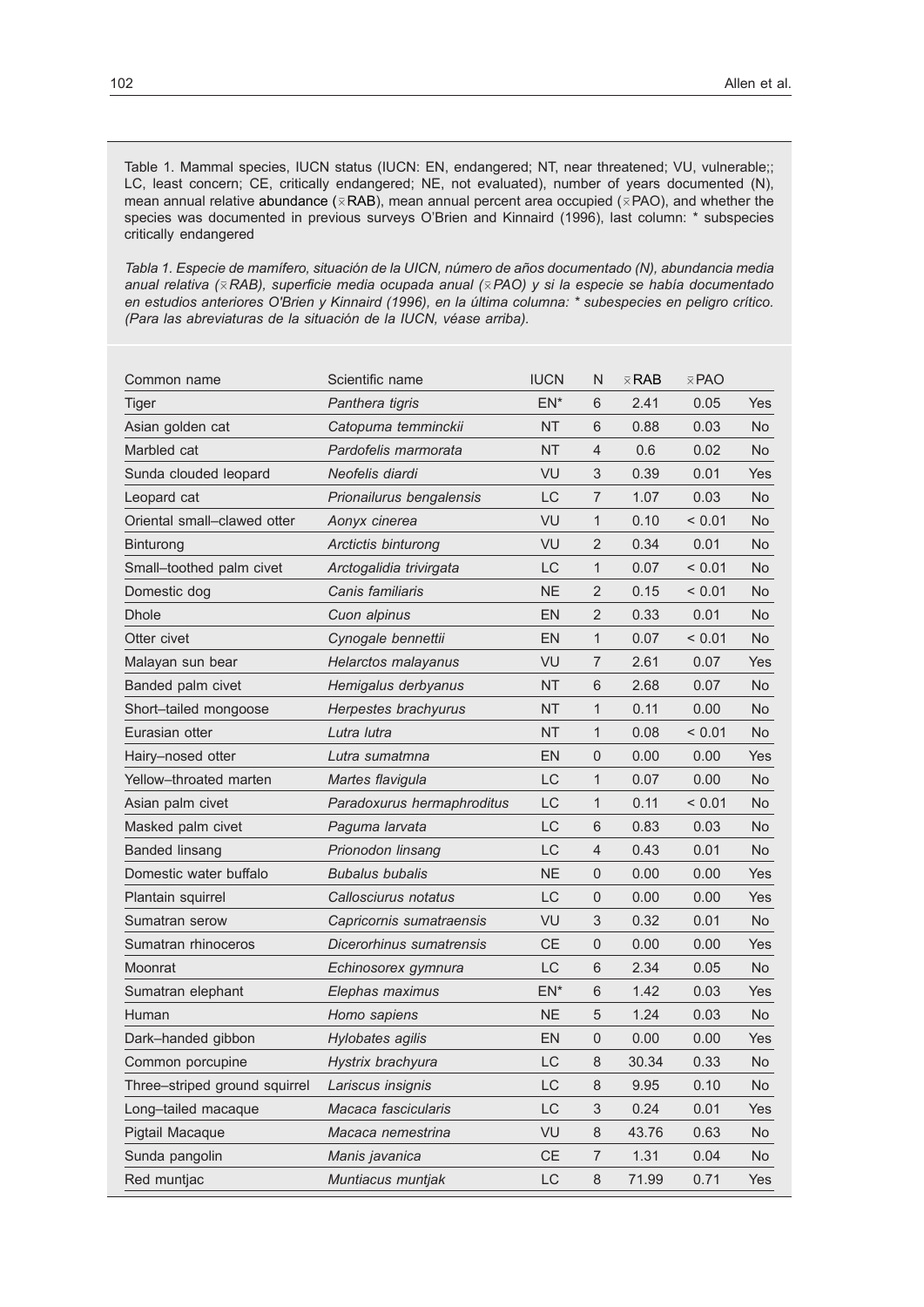Table 1. Mammal species, IUCN status (IUCN: EN, endangered; NT, near threatened; VU, vulnerable;; LC, least concern; CE, critically endangered; NE, not evaluated), number of years documented (N), mean annual relative abundance ($\bar{x}$RAB), mean annual percent area occupied ($\bar{x}$PAO), and whether the species was documented in previous surveys O'Brien and Kinnaird (1996), last column: * subspecies critically endangered

*Tabla 1. Especie de mamífero, situación de la UICN, número de años documentado (N), abundancia media anual relativa ($\bar{x}$RAB), superficie media ocupada anual ($\bar{x}$PAO) y si la especie se había documentado en estudios anteriores O'Brien y Kinnaird (1996), en la última columna: * subespecies en peligro crítico. (Para las abreviaturas de la situación de la UICN, véase arriba).*

| Common name | Scientific name | IUCN | N | $\bar{x}$RAB | $\bar{x}$PAO | |
|---|---|---|---|---|---|---|
| Tiger | *Panthera tigris* | EN* | 6 | 2.41 | 0.05 | Yes |
| Asian golden cat | *Catopuma temminckii* | NT | 6 | 0.88 | 0.03 | No |
| Marbled cat | *Pardofelis marmorata* | NT | 4 | 0.6 | 0.02 | No |
| Sunda clouded leopard | *Neofelis diardi* | VU | 3 | 0.39 | 0.01 | Yes |
| Leopard cat | *Prionailurus bengalensis* | LC | 7 | 1.07 | 0.03 | No |
| Oriental small–clawed otter | *Aonyx cinerea* | VU | 1 | 0.10 | < 0.01 | No |
| Binturong | *Arctictis binturong* | VU | 2 | 0.34 | 0.01 | No |
| Small–toothed palm civet | *Arctogalidia trivirgata* | LC | 1 | 0.07 | < 0.01 | No |
| Domestic dog | *Canis familiaris* | NE | 2 | 0.15 | < 0.01 | No |
| Dhole | *Cuon alpinus* | EN | 2 | 0.33 | 0.01 | No |
| Otter civet | *Cynogale bennettii* | EN | 1 | 0.07 | < 0.01 | No |
| Malayan sun bear | *Helarctos malayanus* | VU | 7 | 2.61 | 0.07 | Yes |
| Banded palm civet | *Hemigalus derbyanus* | NT | 6 | 2.68 | 0.07 | No |
| Short–tailed mongoose | *Herpestes brachyurus* | NT | 1 | 0.11 | 0.00 | No |
| Eurasian otter | *Lutra lutra* | NT | 1 | 0.08 | < 0.01 | No |
| Hairy–nosed otter | *Lutra sumatmna* | EN | 0 | 0.00 | 0.00 | Yes |
| Yellow–throated marten | *Martes flavigula* | LC | 1 | 0.07 | 0.00 | No |
| Asian palm civet | *Paradoxurus hermaphroditus* | LC | 1 | 0.11 | < 0.01 | No |
| Masked palm civet | *Paguma larvata* | LC | 6 | 0.83 | 0.03 | No |
| Banded linsang | *Prionodon linsang* | LC | 4 | 0.43 | 0.01 | No |
| Domestic water buffalo | *Bubalus bubalis* | NE | 0 | 0.00 | 0.00 | Yes |
| Plantain squirrel | *Callosciurus notatus* | LC | 0 | 0.00 | 0.00 | Yes |
| Sumatran serow | *Capricornis sumatraensis* | VU | 3 | 0.32 | 0.01 | No |
| Sumatran rhinoceros | *Dicerorhinus sumatrensis* | CE | 0 | 0.00 | 0.00 | Yes |
| Moonrat | *Echinosorex gymnura* | LC | 6 | 2.34 | 0.05 | No |
| Sumatran elephant | *Elephas maximus* | EN* | 6 | 1.42 | 0.03 | Yes |
| Human | *Homo sapiens* | NE | 5 | 1.24 | 0.03 | No |
| Dark–handed gibbon | *Hylobates agilis* | EN | 0 | 0.00 | 0.00 | Yes |
| Common porcupine | *Hystrix brachyura* | LC | 8 | 30.34 | 0.33 | No |
| Three–striped ground squirrel | *Lariscus insignis* | LC | 8 | 9.95 | 0.10 | No |
| Long–tailed macaque | *Macaca fascicularis* | LC | 3 | 0.24 | 0.01 | Yes |
| Pigtail Macaque | *Macaca nemestrina* | VU | 8 | 43.76 | 0.63 | No |
| Sunda pangolin | *Manis javanica* | CE | 7 | 1.31 | 0.04 | No |
| Red muntjac | *Muntiacus muntjak* | LC | 8 | 71.99 | 0.71 | Yes |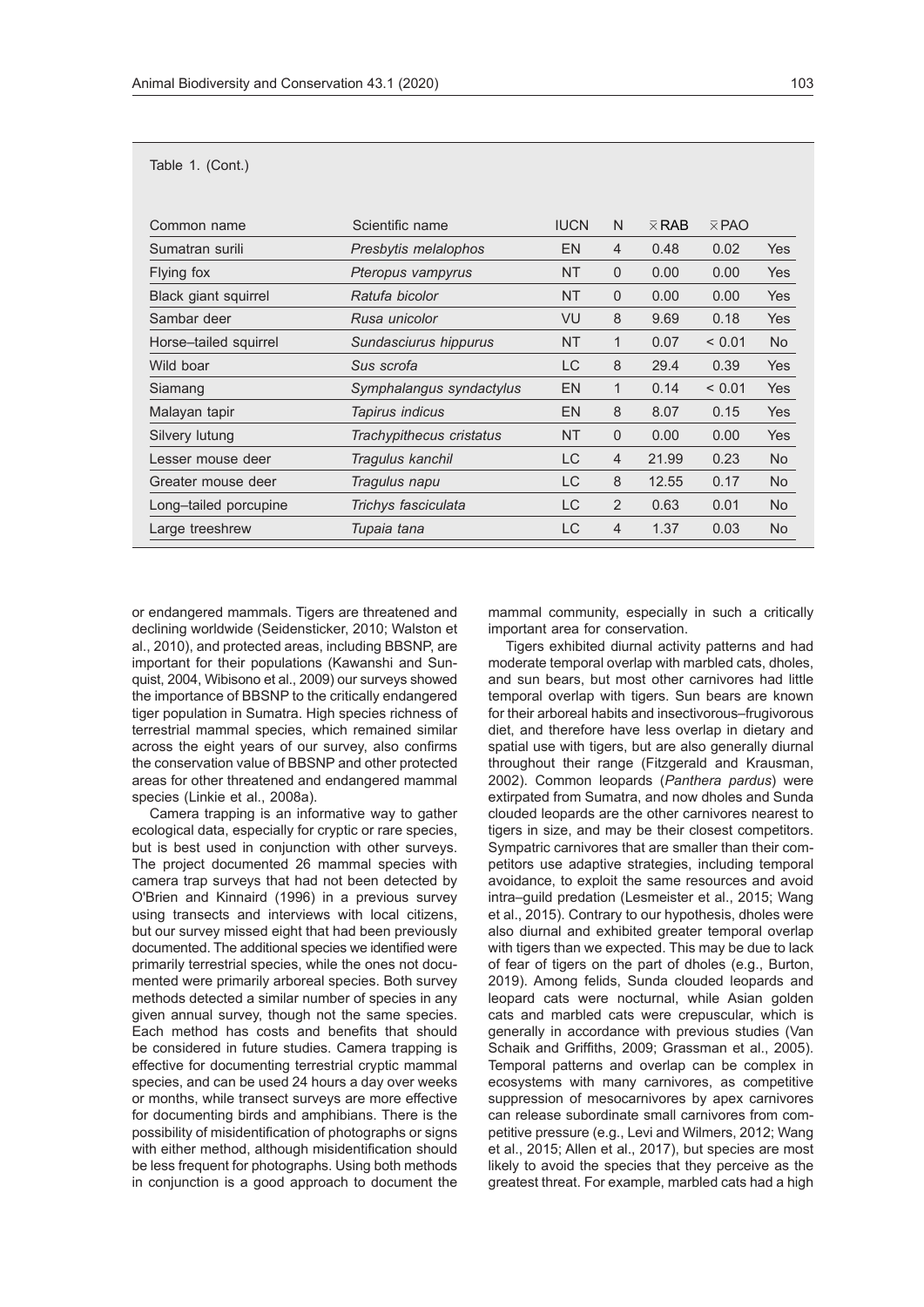Table 1. (Cont.)

| Common name | Scientific name | IUCN | N | $\bar{x}$ RAB | $\bar{x}$ PAO | |
|---|---|---|---|---|---|---|
| Sumatran surili | *Presbytis melalophos* | EN | 4 | 0.48 | 0.02 | Yes |
| Flying fox | *Pteropus vampyrus* | NT | 0 | 0.00 | 0.00 | Yes |
| Black giant squirrel | *Ratufa bicolor* | NT | 0 | 0.00 | 0.00 | Yes |
| Sambar deer | *Rusa unicolor* | VU | 8 | 9.69 | 0.18 | Yes |
| Horse–tailed squirrel | *Sundasciurus hippurus* | NT | 1 | 0.07 | < 0.01 | No |
| Wild boar | *Sus scrofa* | LC | 8 | 29.4 | 0.39 | Yes |
| Siamang | *Symphalangus syndactylus* | EN | 1 | 0.14 | < 0.01 | Yes |
| Malayan tapir | *Tapirus indicus* | EN | 8 | 8.07 | 0.15 | Yes |
| Silvery lutung | *Trachypithecus cristatus* | NT | 0 | 0.00 | 0.00 | Yes |
| Lesser mouse deer | *Tragulus kanchil* | LC | 4 | 21.99 | 0.23 | No |
| Greater mouse deer | *Tragulus napu* | LC | 8 | 12.55 | 0.17 | No |
| Long–tailed porcupine | *Trichys fasciculata* | LC | 2 | 0.63 | 0.01 | No |
| Large treeshrew | *Tupaia tana* | LC | 4 | 1.37 | 0.03 | No |

or endangered mammals. Tigers are threatened and declining worldwide (Seidensticker, 2010; Walston et al., 2010), and protected areas, including BBSNP, are important for their populations (Kawanshi and Sunquist, 2004, Wibisono et al., 2009) our surveys showed the importance of BBSNP to the critically endangered tiger population in Sumatra. High species richness of terrestrial mammal species, which remained similar across the eight years of our survey, also confirms the conservation value of BBSNP and other protected areas for other threatened and endangered mammal species (Linkie et al., 2008a).

Camera trapping is an informative way to gather ecological data, especially for cryptic or rare species, but is best used in conjunction with other surveys. The project documented 26 mammal species with camera trap surveys that had not been detected by O'Brien and Kinnaird (1996) in a previous survey using transects and interviews with local citizens, but our survey missed eight that had been previously documented. The additional species we identified were primarily terrestrial species, while the ones not documented were primarily arboreal species. Both survey methods detected a similar number of species in any given annual survey, though not the same species. Each method has costs and benefits that should be considered in future studies. Camera trapping is effective for documenting terrestrial cryptic mammal species, and can be used 24 hours a day over weeks or months, while transect surveys are more effective for documenting birds and amphibians. There is the possibility of misidentification of photographs or signs with either method, although misidentification should be less frequent for photographs. Using both methods in conjunction is a good approach to document the mammal community, especially in such a critically important area for conservation.

Tigers exhibited diurnal activity patterns and had moderate temporal overlap with marbled cats, dholes, and sun bears, but most other carnivores had little temporal overlap with tigers. Sun bears are known for their arboreal habits and insectivorous–frugivorous diet, and therefore have less overlap in dietary and spatial use with tigers, but are also generally diurnal throughout their range (Fitzgerald and Krausman, 2002). Common leopards (*Panthera pardus*) were extirpated from Sumatra, and now dholes and Sunda clouded leopards are the other carnivores nearest to tigers in size, and may be their closest competitors. Sympatric carnivores that are smaller than their competitors use adaptive strategies, including temporal avoidance, to exploit the same resources and avoid intra–guild predation (Lesmeister et al., 2015; Wang et al., 2015). Contrary to our hypothesis, dholes were also diurnal and exhibited greater temporal overlap with tigers than we expected. This may be due to lack of fear of tigers on the part of dholes (e.g., Burton, 2019). Among felids, Sunda clouded leopards and leopard cats were nocturnal, while Asian golden cats and marbled cats were crepuscular, which is generally in accordance with previous studies (Van Schaik and Griffiths, 2009; Grassman et al., 2005). Temporal patterns and overlap can be complex in ecosystems with many carnivores, as competitive suppression of mesocarnivores by apex carnivores can release subordinate small carnivores from competitive pressure (e.g., Levi and Wilmers, 2012; Wang et al., 2015; Allen et al., 2017), but species are most likely to avoid the species that they perceive as the greatest threat. For example, marbled cats had a high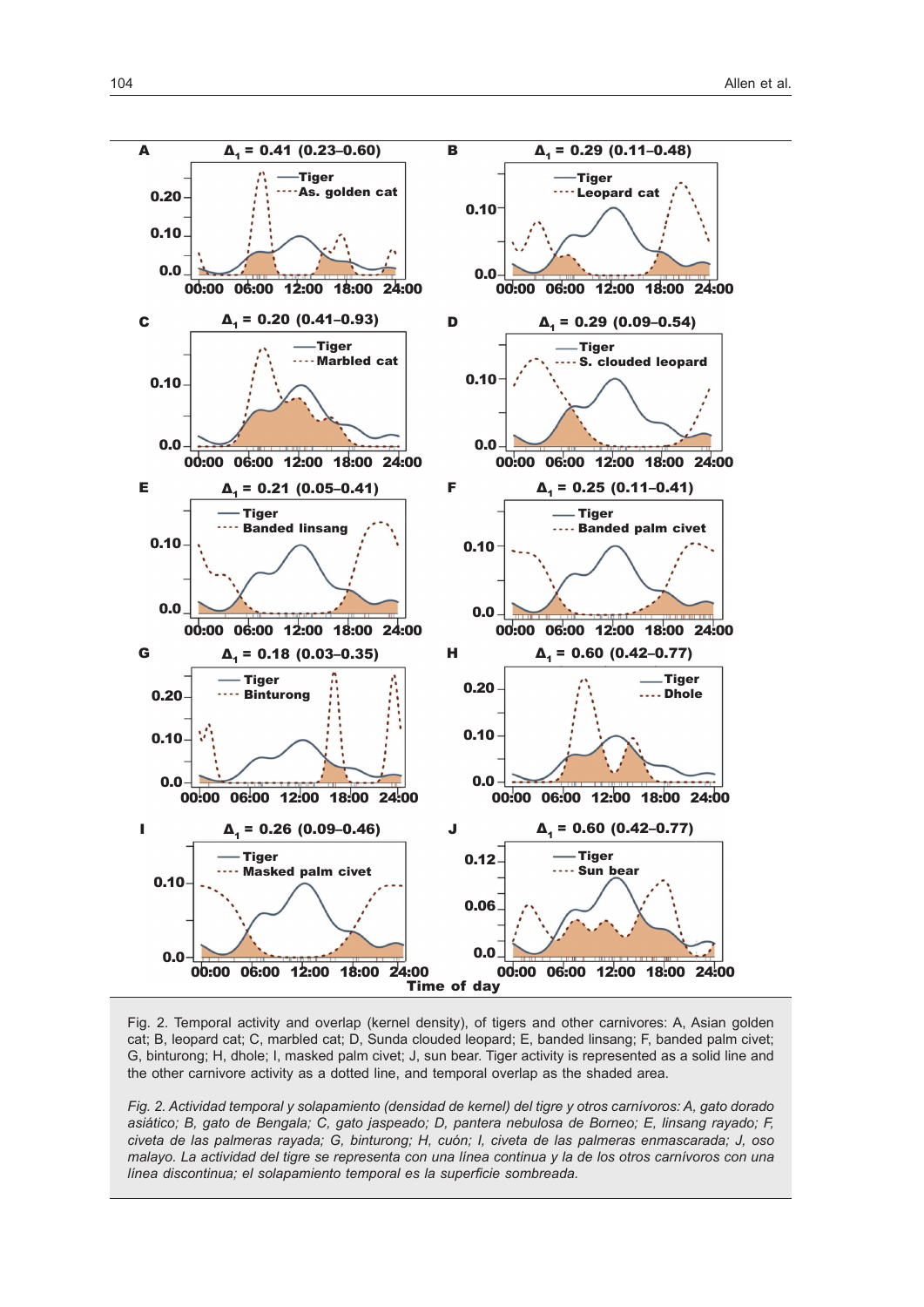Fig. 2. Temporal activity and overlap (kernel density), of tigers and other carnivores: A, Asian golden cat; B, leopard cat; C, marbled cat; D, Sunda clouded leopard; E, banded linsang; F, banded palm civet; G, binturong; H, dhole; I, masked palm civet; J, sun bear. Tiger activity is represented as a solid line and the other carnivore activity as a dotted line, and temporal overlap as the shaded area.

*Fig. 2. Actividad temporal y solapamiento (densidad de kernel) del tigre y otros carnívoros: A, gato dorado asiático; B, gato de Bengala; C, gato jaspeado; D, pantera nebulosa de Borneo; E, linsang rayado; F, civeta de las palmeras rayada; G, binturong; H, cuón; I, civeta de las palmeras enmascarada; J, oso malayo. La actividad del tigre se representa con una línea continua y la de los otros carnívoros con una línea discontinua; el solapamiento temporal es la superficie sombreada.*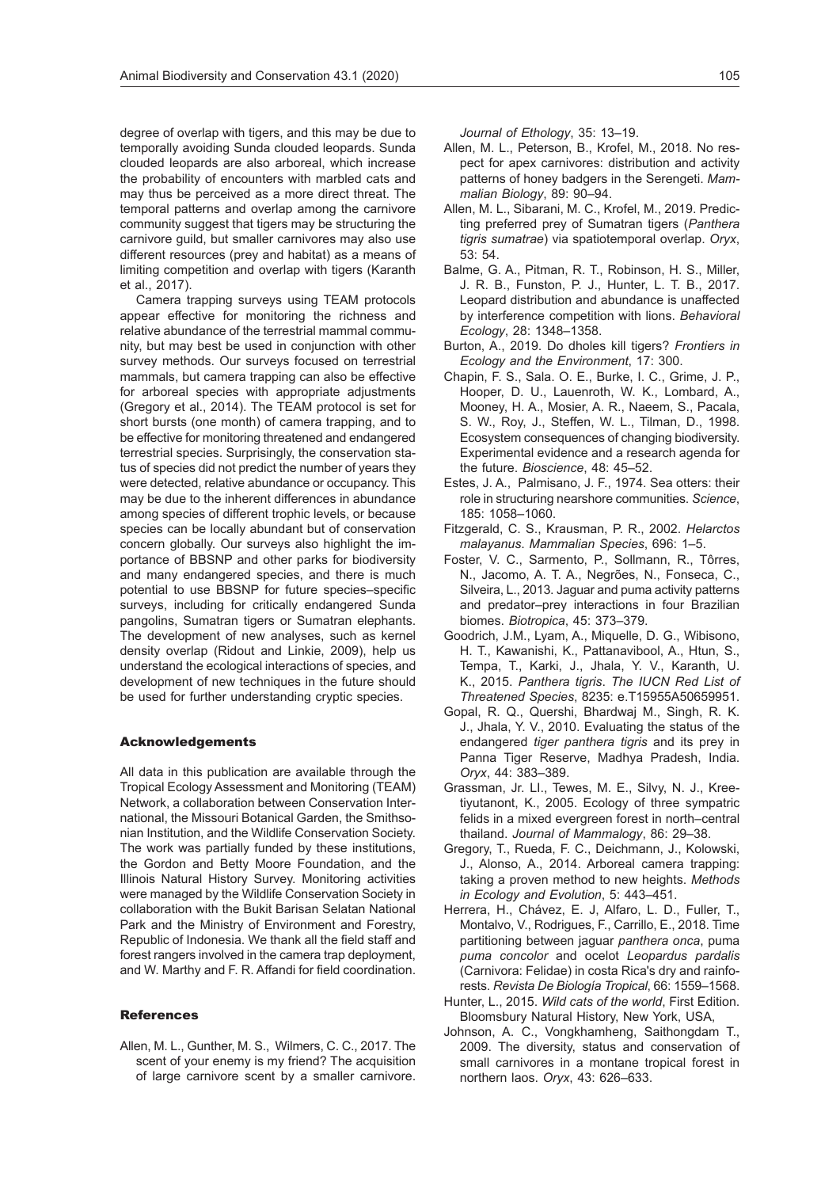degree of overlap with tigers, and this may be due to temporally avoiding Sunda clouded leopards. Sunda clouded leopards are also arboreal, which increase the probability of encounters with marbled cats and may thus be perceived as a more direct threat. The temporal patterns and overlap among the carnivore community suggest that tigers may be structuring the carnivore guild, but smaller carnivores may also use different resources (prey and habitat) as a means of limiting competition and overlap with tigers (Karanth et al., 2017).

Camera trapping surveys using TEAM protocols appear effective for monitoring the richness and relative abundance of the terrestrial mammal community, but may best be used in conjunction with other survey methods. Our surveys focused on terrestrial mammals, but camera trapping can also be effective for arboreal species with appropriate adjustments (Gregory et al., 2014). The TEAM protocol is set for short bursts (one month) of camera trapping, and to be effective for monitoring threatened and endangered terrestrial species. Surprisingly, the conservation status of species did not predict the number of years they were detected, relative abundance or occupancy. This may be due to the inherent differences in abundance among species of different trophic levels, or because species can be locally abundant but of conservation concern globally. Our surveys also highlight the importance of BBSNP and other parks for biodiversity and many endangered species, and there is much potential to use BBSNP for future species–specific surveys, including for critically endangered Sunda pangolins, Sumatran tigers or Sumatran elephants. The development of new analyses, such as kernel density overlap (Ridout and Linkie, 2009), help us understand the ecological interactions of species, and development of new techniques in the future should be used for further understanding cryptic species.

## Acknowledgements

All data in this publication are available through the Tropical Ecology Assessment and Monitoring (TEAM) Network, a collaboration between Conservation International, the Missouri Botanical Garden, the Smithsonian Institution, and the Wildlife Conservation Society. The work was partially funded by these institutions, the Gordon and Betty Moore Foundation, and the Illinois Natural History Survey. Monitoring activities were managed by the Wildlife Conservation Society in collaboration with the Bukit Barisan Selatan National Park and the Ministry of Environment and Forestry, Republic of Indonesia. We thank all the field staff and forest rangers involved in the camera trap deployment, and W. Marthy and F. R. Affandi for field coordination.

## References

Allen, M. L., Gunther, M. S., Wilmers, C. C., 2017. The scent of your enemy is my friend? The acquisition of large carnivore scent by a smaller carnivore. *Journal of Ethology*, 35: 13–19.

Allen, M. L., Peterson, B., Krofel, M., 2018. No respect for apex carnivores: distribution and activity patterns of honey badgers in the Serengeti. *Mammalian Biology*, 89: 90–94.

Allen, M. L., Sibarani, M. C., Krofel, M., 2019. Predicting preferred prey of Sumatran tigers (*Panthera tigris sumatrae*) via spatiotemporal overlap. *Oryx*, 53: 54.

Balme, G. A., Pitman, R. T., Robinson, H. S., Miller, J. R. B., Funston, P. J., Hunter, L. T. B., 2017. Leopard distribution and abundance is unaffected by interference competition with lions. *Behavioral Ecology*, 28: 1348–1358.

Burton, A., 2019. Do dholes kill tigers? *Frontiers in Ecology and the Environment*, 17: 300.

Chapin, F. S., Sala. O. E., Burke, I. C., Grime, J. P., Hooper, D. U., Lauenroth, W. K., Lombard, A., Mooney, H. A., Mosier, A. R., Naeem, S., Pacala, S. W., Roy, J., Steffen, W. L., Tilman, D., 1998. Ecosystem consequences of changing biodiversity. Experimental evidence and a research agenda for the future. *Bioscience*, 48: 45–52.

Estes, J. A., Palmisano, J. F., 1974. Sea otters: their role in structuring nearshore communities. *Science*, 185: 1058–1060.

Fitzgerald, C. S., Krausman, P. R., 2002. *Helarctos malayanus*. *Mammalian Species*, 696: 1–5.

Foster, V. C., Sarmento, P., Sollmann, R., Tôrres, N., Jacomo, A. T. A., Negrões, N., Fonseca, C., Silveira, L., 2013. Jaguar and puma activity patterns and predator–prey interactions in four Brazilian biomes. *Biotropica*, 45: 373–379.

Goodrich, J.M., Lyam, A., Miquelle, D. G., Wibisono, H. T., Kawanishi, K., Pattanavibool, A., Htun, S., Tempa, T., Karki, J., Jhala, Y. V., Karanth, U. K., 2015. *Panthera tigris*. *The IUCN Red List of Threatened Species*, 8235: e.T15955A50659951.

Gopal, R. Q., Quershi, Bhardwaj M., Singh, R. K. J., Jhala, Y. V., 2010. Evaluating the status of the endangered *tiger panthera tigris* and its prey in Panna Tiger Reserve, Madhya Pradesh, India. *Oryx*, 44: 383–389.

Grassman, Jr. LI., Tewes, M. E., Silvy, N. J., Kreetiyutanont, K., 2005. Ecology of three sympatric felids in a mixed evergreen forest in north–central thailand. *Journal of Mammalogy*, 86: 29–38.

Gregory, T., Rueda, F. C., Deichmann, J., Kolowski, J., Alonso, A., 2014. Arboreal camera trapping: taking a proven method to new heights. *Methods in Ecology and Evolution*, 5: 443–451.

Herrera, H., Chávez, E. J, Alfaro, L. D., Fuller, T., Montalvo, V., Rodrigues, F., Carrillo, E., 2018. Time partitioning between jaguar *panthera onca*, puma *puma concolor* and ocelot *Leopardus pardalis* (Carnivora: Felidae) in costa Rica's dry and rainforests. *Revista De Biología Tropical*, 66: 1559–1568.

Hunter, L., 2015. *Wild cats of the world*, First Edition. Bloomsbury Natural History, New York, USA,

Johnson, A. C., Vongkhamheng, Saithongdam T., 2009. The diversity, status and conservation of small carnivores in a montane tropical forest in northern laos. *Oryx*, 43: 626–633.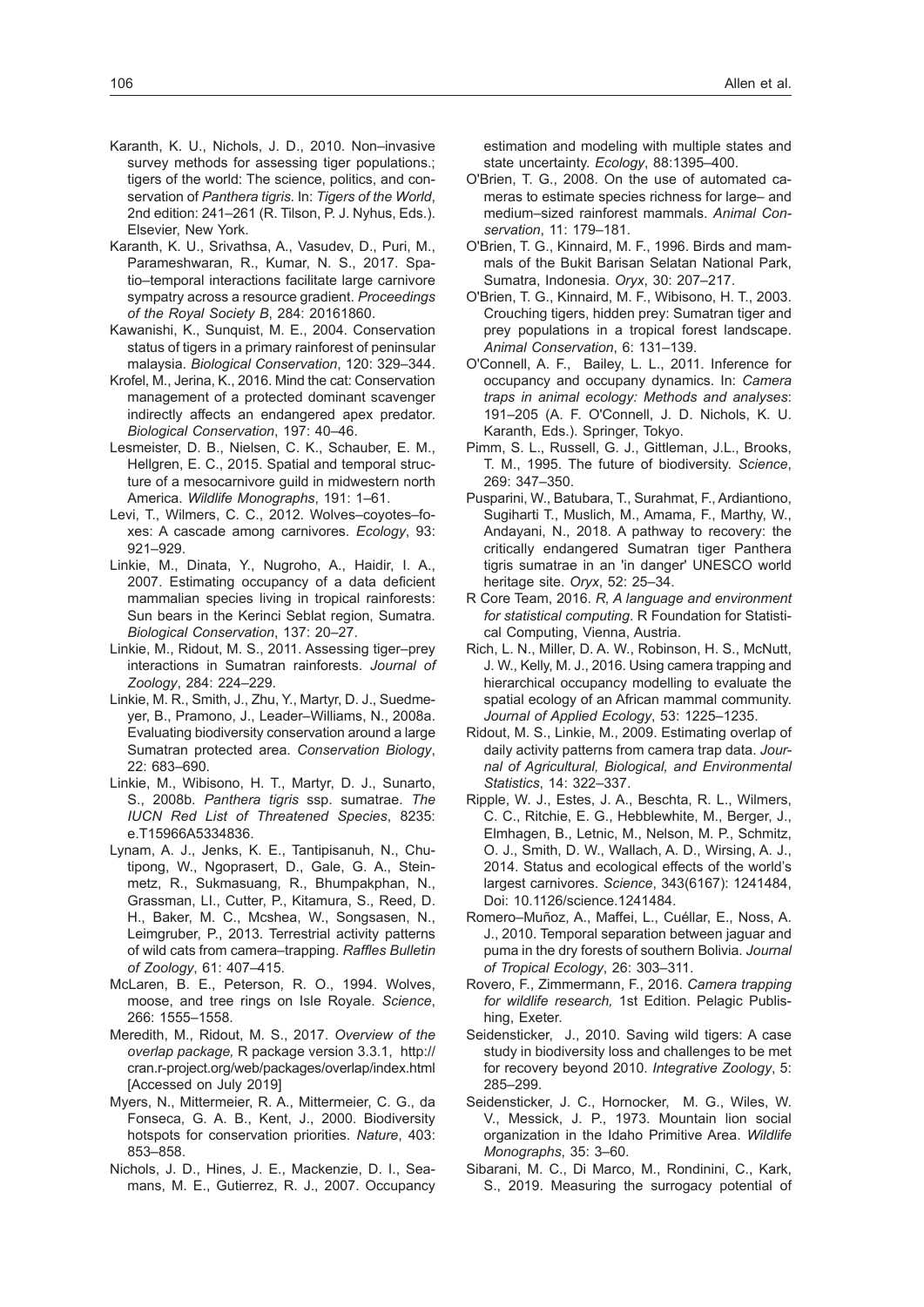Karanth, K. U., Nichols, J. D., 2010. Non–invasive survey methods for assessing tiger populations.; tigers of the world: The science, politics, and conservation of *Panthera tigris.* In: *Tigers of the World*, 2nd edition: 241–261 (R. Tilson, P. J. Nyhus, Eds.). Elsevier, New York.

Karanth, K. U., Srivathsa, A., Vasudev, D., Puri, M., Parameshwaran, R., Kumar, N. S., 2017. Spatio–temporal interactions facilitate large carnivore sympatry across a resource gradient. *Proceedings of the Royal Society B*, 284: 20161860.

Kawanishi, K., Sunquist, M. E., 2004. Conservation status of tigers in a primary rainforest of peninsular malaysia. *Biological Conservation*, 120: 329–344.

Krofel, M., Jerina, K., 2016. Mind the cat: Conservation management of a protected dominant scavenger indirectly affects an endangered apex predator. *Biological Conservation*, 197: 40–46.

Lesmeister, D. B., Nielsen, C. K., Schauber, E. M., Hellgren, E. C., 2015. Spatial and temporal structure of a mesocarnivore guild in midwestern north America. *Wildlife Monographs*, 191: 1–61.

Levi, T., Wilmers, C. C., 2012. Wolves–coyotes–foxes: A cascade among carnivores. *Ecology*, 93: 921–929.

Linkie, M., Dinata, Y., Nugroho, A., Haidir, I. A., 2007. Estimating occupancy of a data deficient mammalian species living in tropical rainforests: Sun bears in the Kerinci Seblat region, Sumatra. *Biological Conservation*, 137: 20–27.

Linkie, M., Ridout, M. S., 2011. Assessing tiger–prey interactions in Sumatran rainforests. *Journal of Zoology*, 284: 224–229.

Linkie, M. R., Smith, J., Zhu, Y., Martyr, D. J., Suedmeyer, B., Pramono, J., Leader–Williams, N., 2008a. Evaluating biodiversity conservation around a large Sumatran protected area. *Conservation Biology*, 22: 683–690.

Linkie, M., Wibisono, H. T., Martyr, D. J., Sunarto, S., 2008b. *Panthera tigris* ssp. sumatrae. *The IUCN Red List of Threatened Species*, 8235: e.T15966A5334836.

Lynam, A. J., Jenks, K. E., Tantipisanuh, N., Chutipong, W., Ngoprasert, D., Gale, G. A., Steinmetz, R., Sukmasuang, R., Bhumpakphan, N., Grassman, LI., Cutter, P., Kitamura, S., Reed, D. H., Baker, M. C., Mcshea, W., Songsasen, N., Leimgruber, P., 2013. Terrestrial activity patterns of wild cats from camera–trapping. *Raffles Bulletin of Zoology*, 61: 407–415.

McLaren, B. E., Peterson, R. O., 1994. Wolves, moose, and tree rings on Isle Royale. *Science*, 266: 1555–1558.

Meredith, M., Ridout, M. S., 2017. *Overview of the overlap package,* R package version 3.3.1, http://cran.r-project.org/web/packages/overlap/index.html [Accessed on July 2019]

Myers, N., Mittermeier, R. A., Mittermeier, C. G., da Fonseca, G. A. B., Kent, J., 2000. Biodiversity hotspots for conservation priorities. *Nature*, 403: 853–858.

Nichols, J. D., Hines, J. E., Mackenzie, D. I., Seamans, M. E., Gutierrez, R. J., 2007. Occupancy estimation and modeling with multiple states and state uncertainty. *Ecology*, 88:1395–400.

O'Brien, T. G., 2008. On the use of automated cameras to estimate species richness for large– and medium–sized rainforest mammals. *Animal Conservation*, 11: 179–181.

O'Brien, T. G., Kinnaird, M. F., 1996. Birds and mammals of the Bukit Barisan Selatan National Park, Sumatra, Indonesia. *Oryx*, 30: 207–217.

O'Brien, T. G., Kinnaird, M. F., Wibisono, H. T., 2003. Crouching tigers, hidden prey: Sumatran tiger and prey populations in a tropical forest landscape. *Animal Conservation*, 6: 131–139.

O'Connell, A. F., Bailey, L. L., 2011. Inference for occupancy and occupany dynamics. In: *Camera traps in animal ecology: Methods and analyses*: 191–205 (A. F. O'Connell, J. D. Nichols, K. U. Karanth, Eds.). Springer, Tokyo.

Pimm, S. L., Russell, G. J., Gittleman, J.L., Brooks, T. M., 1995. The future of biodiversity. *Science*, 269: 347–350.

Pusparini, W., Batubara, T., Surahmat, F., Ardiantiono, Sugiharti T., Muslich, M., Amama, F., Marthy, W., Andayani, N., 2018. A pathway to recovery: the critically endangered Sumatran tiger Panthera tigris sumatrae in an 'in danger' UNESCO world heritage site. *Oryx*, 52: 25–34.

R Core Team, 2016. *R, A language and environment for statistical computing*. R Foundation for Statistical Computing, Vienna, Austria.

Rich, L. N., Miller, D. A. W., Robinson, H. S., McNutt, J. W., Kelly, M. J., 2016. Using camera trapping and hierarchical occupancy modelling to evaluate the spatial ecology of an African mammal community. *Journal of Applied Ecology*, 53: 1225–1235.

Ridout, M. S., Linkie, M., 2009. Estimating overlap of daily activity patterns from camera trap data. *Journal of Agricultural, Biological, and Environmental Statistics*, 14: 322–337.

Ripple, W. J., Estes, J. A., Beschta, R. L., Wilmers, C. C., Ritchie, E. G., Hebblewhite, M., Berger, J., Elmhagen, B., Letnic, M., Nelson, M. P., Schmitz, O. J., Smith, D. W., Wallach, A. D., Wirsing, A. J., 2014. Status and ecological effects of the world's largest carnivores. *Science*, 343(6167): 1241484, Doi: 10.1126/science.1241484.

Romero–Muñoz, A., Maffei, L., Cuéllar, E., Noss, A. J., 2010. Temporal separation between jaguar and puma in the dry forests of southern Bolivia. *Journal of Tropical Ecology*, 26: 303–311.

Rovero, F., Zimmermann, F., 2016. *Camera trapping for wildlife research,* 1st Edition. Pelagic Publishing, Exeter.

Seidensticker, J., 2010. Saving wild tigers: A case study in biodiversity loss and challenges to be met for recovery beyond 2010. *Integrative Zoology*, 5: 285–299.

Seidensticker, J. C., Hornocker, M. G., Wiles, W. V., Messick, J. P., 1973. Mountain lion social organization in the Idaho Primitive Area. *Wildlife Monographs*, 35: 3–60.

Sibarani, M. C., Di Marco, M., Rondinini, C., Kark, S., 2019. Measuring the surrogacy potential of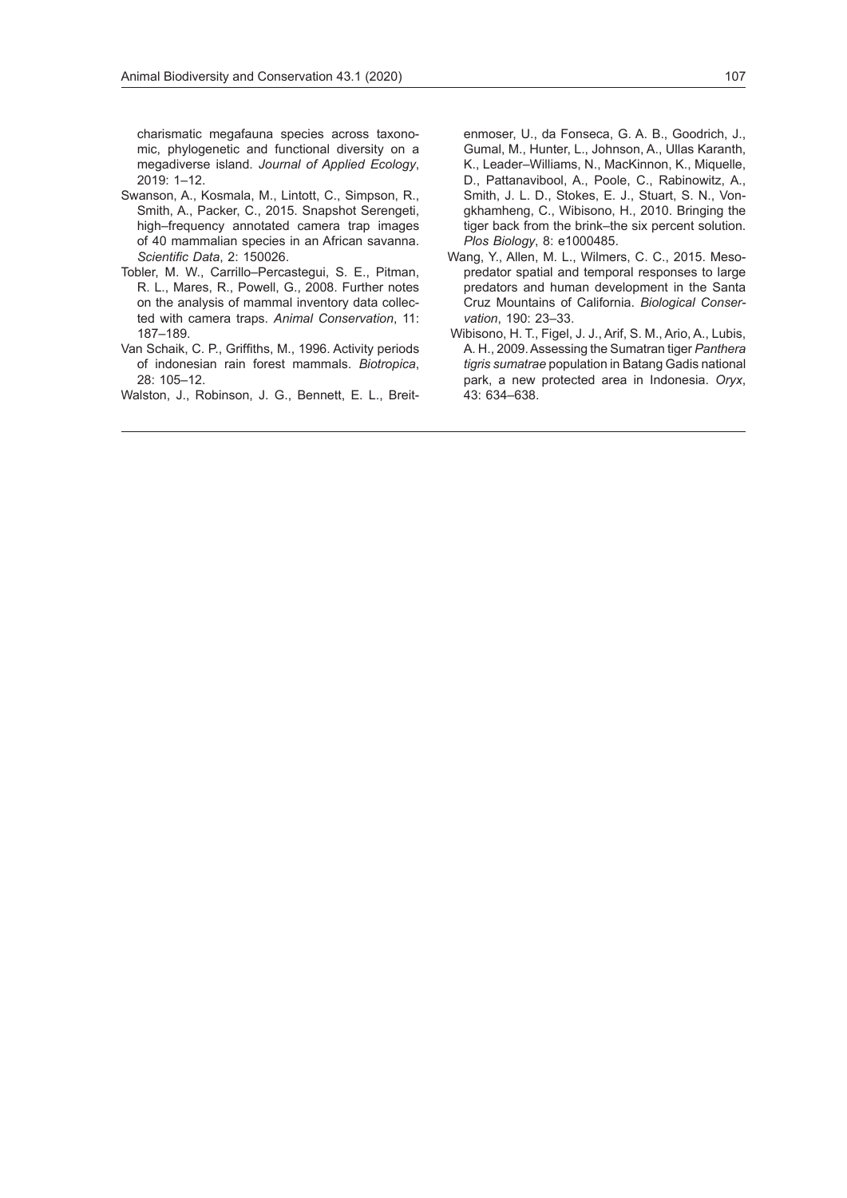charismatic megafauna species across taxonomic, phylogenetic and functional diversity on a megadiverse island. *Journal of Applied Ecology*, 2019: 1–12.

Swanson, A., Kosmala, M., Lintott, C., Simpson, R., Smith, A., Packer, C., 2015. Snapshot Serengeti, high–frequency annotated camera trap images of 40 mammalian species in an African savanna. *Scientific Data*, 2: 150026.

Tobler, M. W., Carrillo–Percastegui, S. E., Pitman, R. L., Mares, R., Powell, G., 2008. Further notes on the analysis of mammal inventory data collected with camera traps. *Animal Conservation*, 11: 187–189.

Van Schaik, C. P., Griffiths, M., 1996. Activity periods of indonesian rain forest mammals. *Biotropica*, 28: 105–12.

Walston, J., Robinson, J. G., Bennett, E. L., Breitenmoser, U., da Fonseca, G. A. B., Goodrich, J., Gumal, M., Hunter, L., Johnson, A., Ullas Karanth, K., Leader–Williams, N., MacKinnon, K., Miquelle, D., Pattanavibool, A., Poole, C., Rabinowitz, A., Smith, J. L. D., Stokes, E. J., Stuart, S. N., Vongkhamheng, C., Wibisono, H., 2010. Bringing the tiger back from the brink–the six percent solution. *Plos Biology*, 8: e1000485.

Wang, Y., Allen, M. L., Wilmers, C. C., 2015. Mesopredator spatial and temporal responses to large predators and human development in the Santa Cruz Mountains of California. *Biological Conservation*, 190: 23–33.

Wibisono, H. T., Figel, J. J., Arif, S. M., Ario, A., Lubis, A. H., 2009. Assessing the Sumatran tiger *Panthera tigris sumatrae* population in Batang Gadis national park, a new protected area in Indonesia. *Oryx*, 43: 634–638.